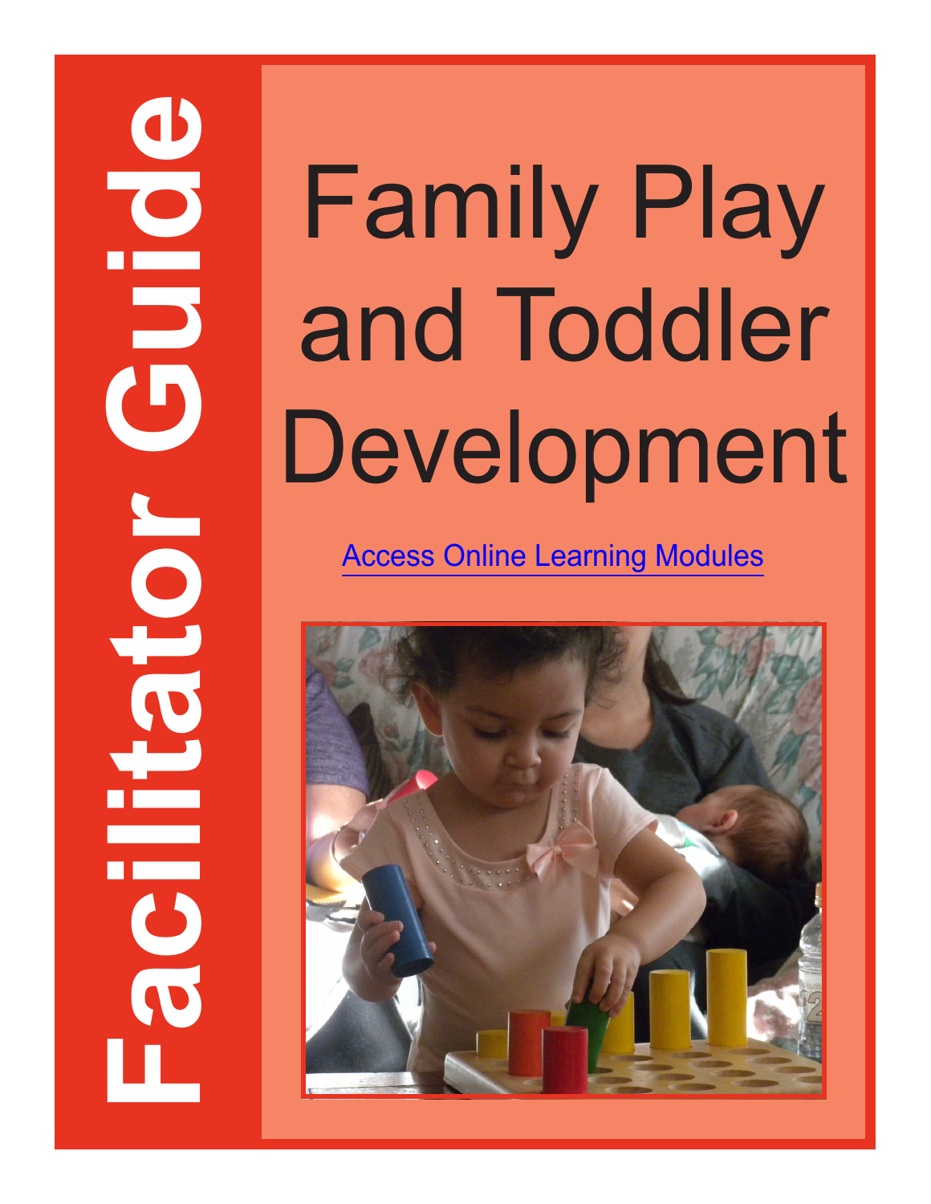# Facilitator Guide

# Family Play and Toddler Development

[Access Online Learning Modules]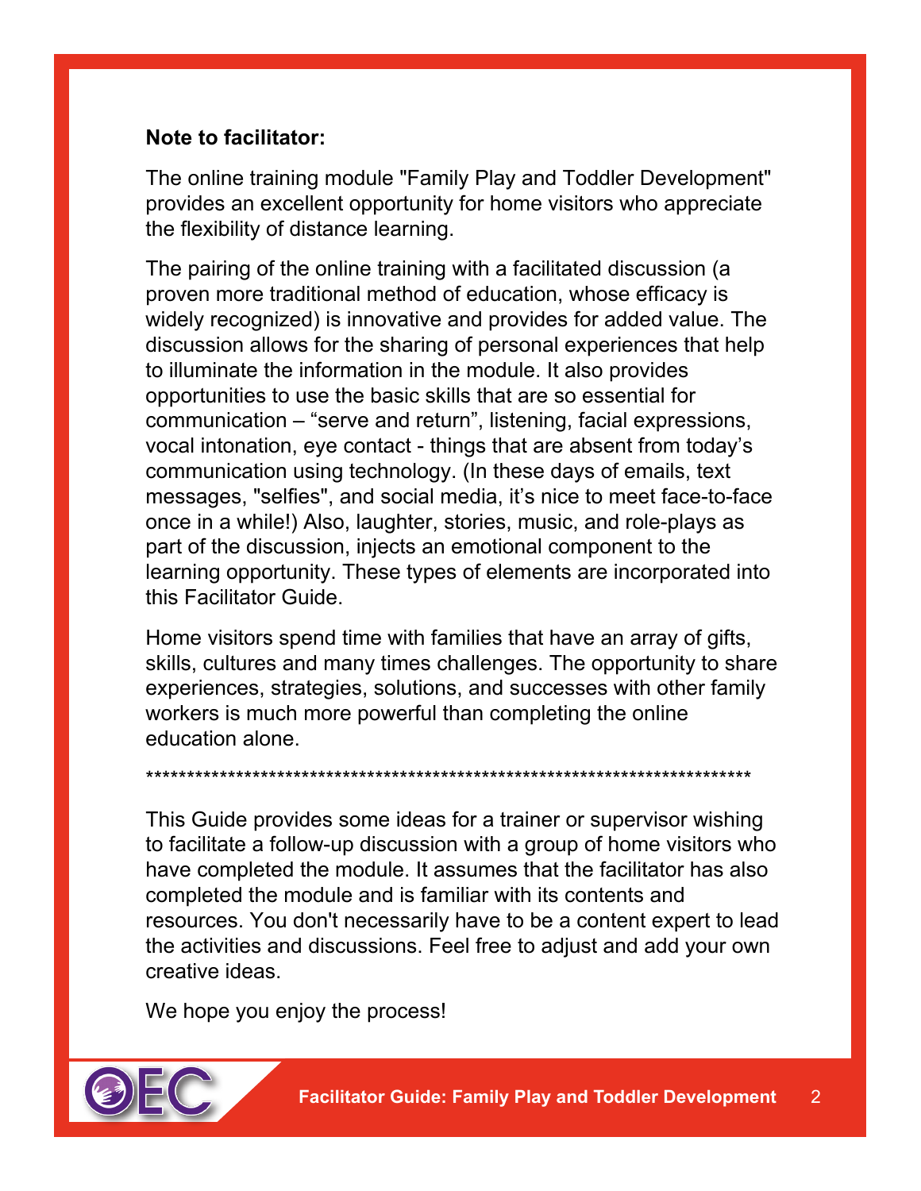**Note to facilitator:**

The online training module "Family Play and Toddler Development" provides an excellent opportunity for home visitors who appreciate the flexibility of distance learning.

The pairing of the online training with a facilitated discussion (a proven more traditional method of education, whose efficacy is widely recognized) is innovative and provides for added value. The discussion allows for the sharing of personal experiences that help to illuminate the information in the module. It also provides opportunities to use the basic skills that are so essential for communication – "serve and return", listening, facial expressions, vocal intonation, eye contact - things that are absent from today's communication using technology. (In these days of emails, text messages, "selfies", and social media, it's nice to meet face-to-face once in a while!) Also, laughter, stories, music, and role-plays as part of the discussion, injects an emotional component to the learning opportunity. These types of elements are incorporated into this Facilitator Guide.

Home visitors spend time with families that have an array of gifts, skills, cultures and many times challenges. The opportunity to share experiences, strategies, solutions, and successes with other family workers is much more powerful than completing the online education alone.

***************************************************************************

This Guide provides some ideas for a trainer or supervisor wishing to facilitate a follow-up discussion with a group of home visitors who have completed the module. It assumes that the facilitator has also completed the module and is familiar with its contents and resources. You don't necessarily have to be a content expert to lead the activities and discussions. Feel free to adjust and add your own creative ideas.

We hope you enjoy the process!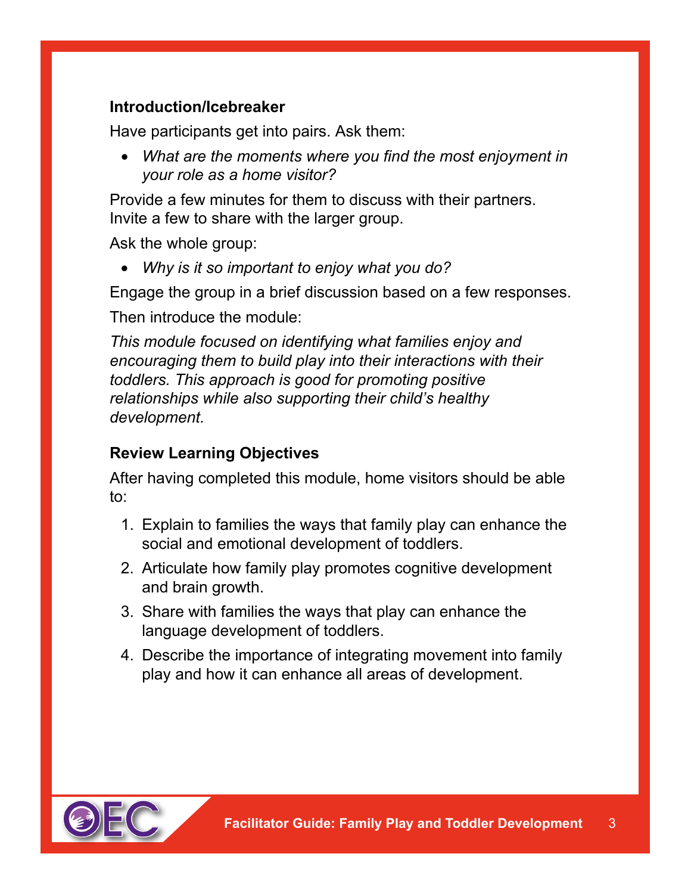**Introduction/Icebreaker**

Have participants get into pairs. Ask them:

- *What are the moments where you find the most enjoyment in your role as a home visitor?*

Provide a few minutes for them to discuss with their partners. Invite a few to share with the larger group.

Ask the whole group:

- *Why is it so important to enjoy what you do?*

Engage the group in a brief discussion based on a few responses.

Then introduce the module:

*This module focused on identifying what families enjoy and encouraging them to build play into their interactions with their toddlers. This approach is good for promoting positive relationships while also supporting their child's healthy development.*

**Review Learning Objectives**

After having completed this module, home visitors should be able to:

1. Explain to families the ways that family play can enhance the social and emotional development of toddlers.
2. Articulate how family play promotes cognitive development and brain growth.
3. Share with families the ways that play can enhance the language development of toddlers.
4. Describe the importance of integrating movement into family play and how it can enhance all areas of development.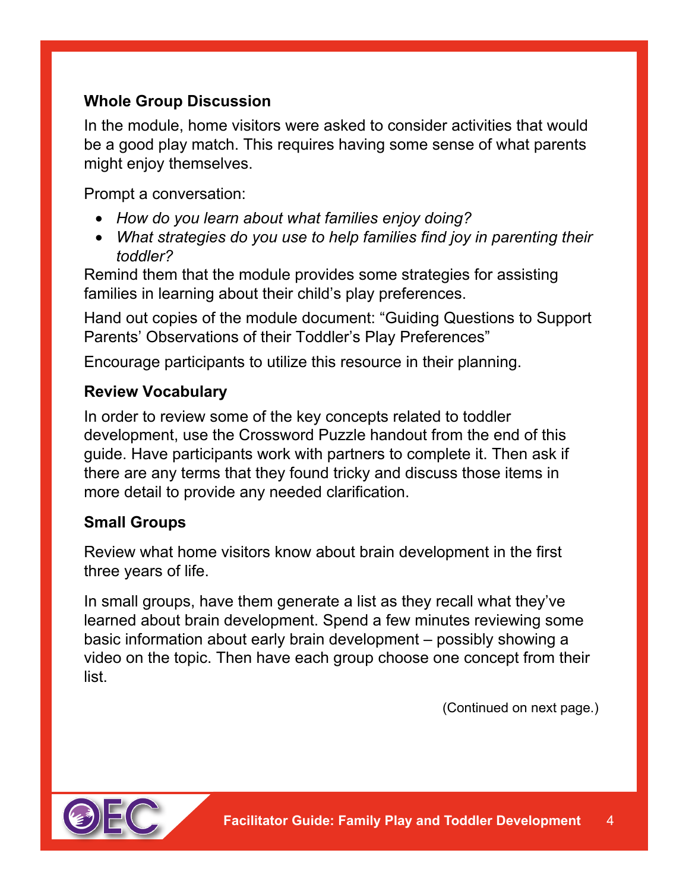### Whole Group Discussion

In the module, home visitors were asked to consider activities that would be a good play match. This requires having some sense of what parents might enjoy themselves.

Prompt a conversation:

- *How do you learn about what families enjoy doing?*
- *What strategies do you use to help families find joy in parenting their toddler?*

Remind them that the module provides some strategies for assisting families in learning about their child's play preferences.

Hand out copies of the module document: "Guiding Questions to Support Parents' Observations of their Toddler's Play Preferences"

Encourage participants to utilize this resource in their planning.

### Review Vocabulary

In order to review some of the key concepts related to toddler development, use the Crossword Puzzle handout from the end of this guide. Have participants work with partners to complete it. Then ask if there are any terms that they found tricky and discuss those items in more detail to provide any needed clarification.

### Small Groups

Review what home visitors know about brain development in the first three years of life.

In small groups, have them generate a list as they recall what they've learned about brain development. Spend a few minutes reviewing some basic information about early brain development – possibly showing a video on the topic. Then have each group choose one concept from their list.

(Continued on next page.)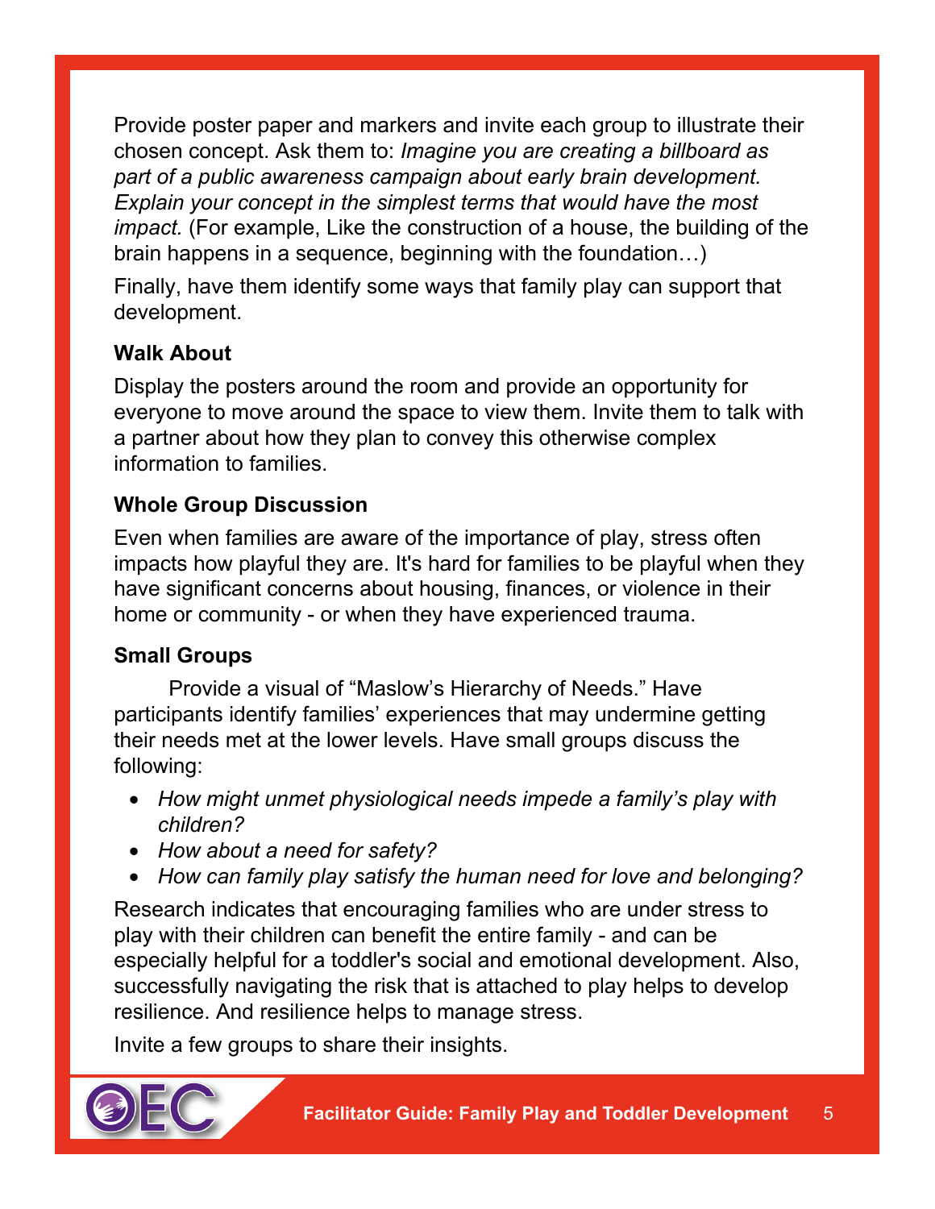Provide poster paper and markers and invite each group to illustrate their chosen concept. Ask them to: *Imagine you are creating a billboard as part of a public awareness campaign about early brain development. Explain your concept in the simplest terms that would have the most impact.* (For example, Like the construction of a house, the building of the brain happens in a sequence, beginning with the foundation…)

Finally, have them identify some ways that family play can support that development.

**Walk About**

Display the posters around the room and provide an opportunity for everyone to move around the space to view them. Invite them to talk with a partner about how they plan to convey this otherwise complex information to families.

**Whole Group Discussion**

Even when families are aware of the importance of play, stress often impacts how playful they are. It's hard for families to be playful when they have significant concerns about housing, finances, or violence in their home or community - or when they have experienced trauma.

**Small Groups**

Provide a visual of "Maslow's Hierarchy of Needs." Have participants identify families' experiences that may undermine getting their needs met at the lower levels. Have small groups discuss the following:

- *How might unmet physiological needs impede a family's play with children?*
- *How about a need for safety?*
- *How can family play satisfy the human need for love and belonging?*

Research indicates that encouraging families who are under stress to play with their children can benefit the entire family - and can be especially helpful for a toddler's social and emotional development. Also, successfully navigating the risk that is attached to play helps to develop resilience. And resilience helps to manage stress.

Invite a few groups to share their insights.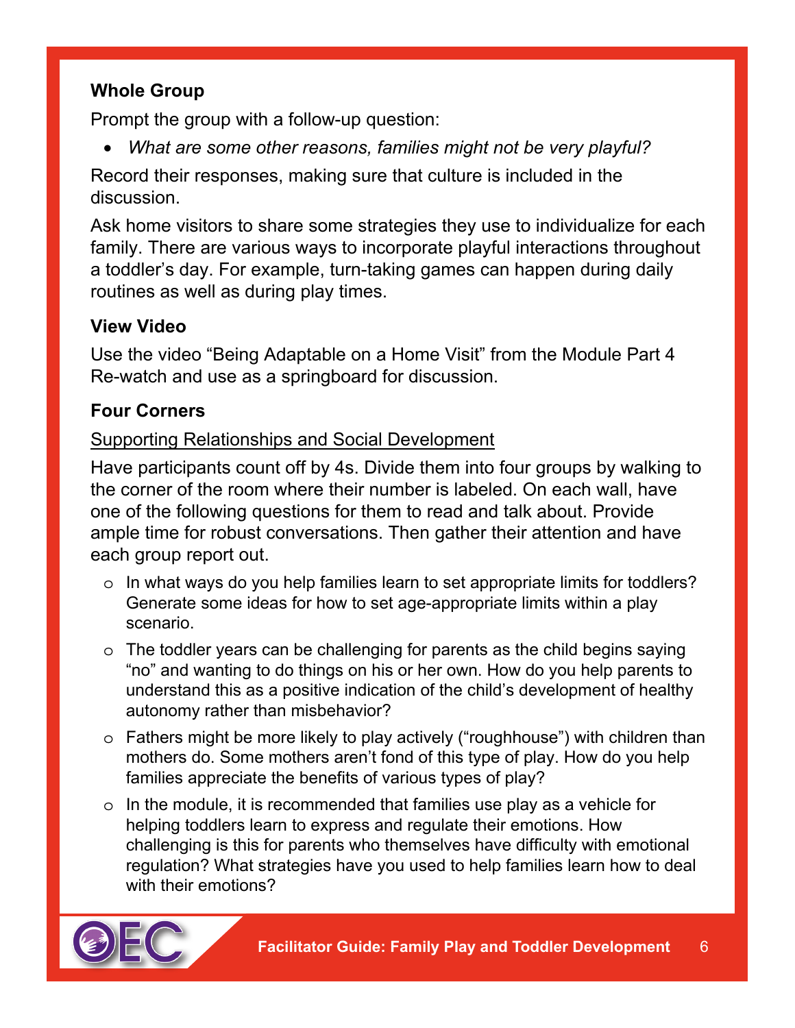**Whole Group**

Prompt the group with a follow-up question:

- *What are some other reasons, families might not be very playful?*

Record their responses, making sure that culture is included in the discussion.

Ask home visitors to share some strategies they use to individualize for each family. There are various ways to incorporate playful interactions throughout a toddler's day. For example, turn-taking games can happen during daily routines as well as during play times.

**View Video**

Use the video "Being Adaptable on a Home Visit" from the Module Part 4 Re-watch and use as a springboard for discussion.

**Four Corners**

<u>Supporting Relationships and Social Development</u>

Have participants count off by 4s. Divide them into four groups by walking to the corner of the room where their number is labeled. On each wall, have one of the following questions for them to read and talk about. Provide ample time for robust conversations. Then gather their attention and have each group report out.

- In what ways do you help families learn to set appropriate limits for toddlers? Generate some ideas for how to set age-appropriate limits within a play scenario.
- The toddler years can be challenging for parents as the child begins saying "no" and wanting to do things on his or her own. How do you help parents to understand this as a positive indication of the child's development of healthy autonomy rather than misbehavior?
- Fathers might be more likely to play actively ("roughhouse") with children than mothers do. Some mothers aren't fond of this type of play. How do you help families appreciate the benefits of various types of play?
- In the module, it is recommended that families use play as a vehicle for helping toddlers learn to express and regulate their emotions. How challenging is this for parents who themselves have difficulty with emotional regulation? What strategies have you used to help families learn how to deal with their emotions?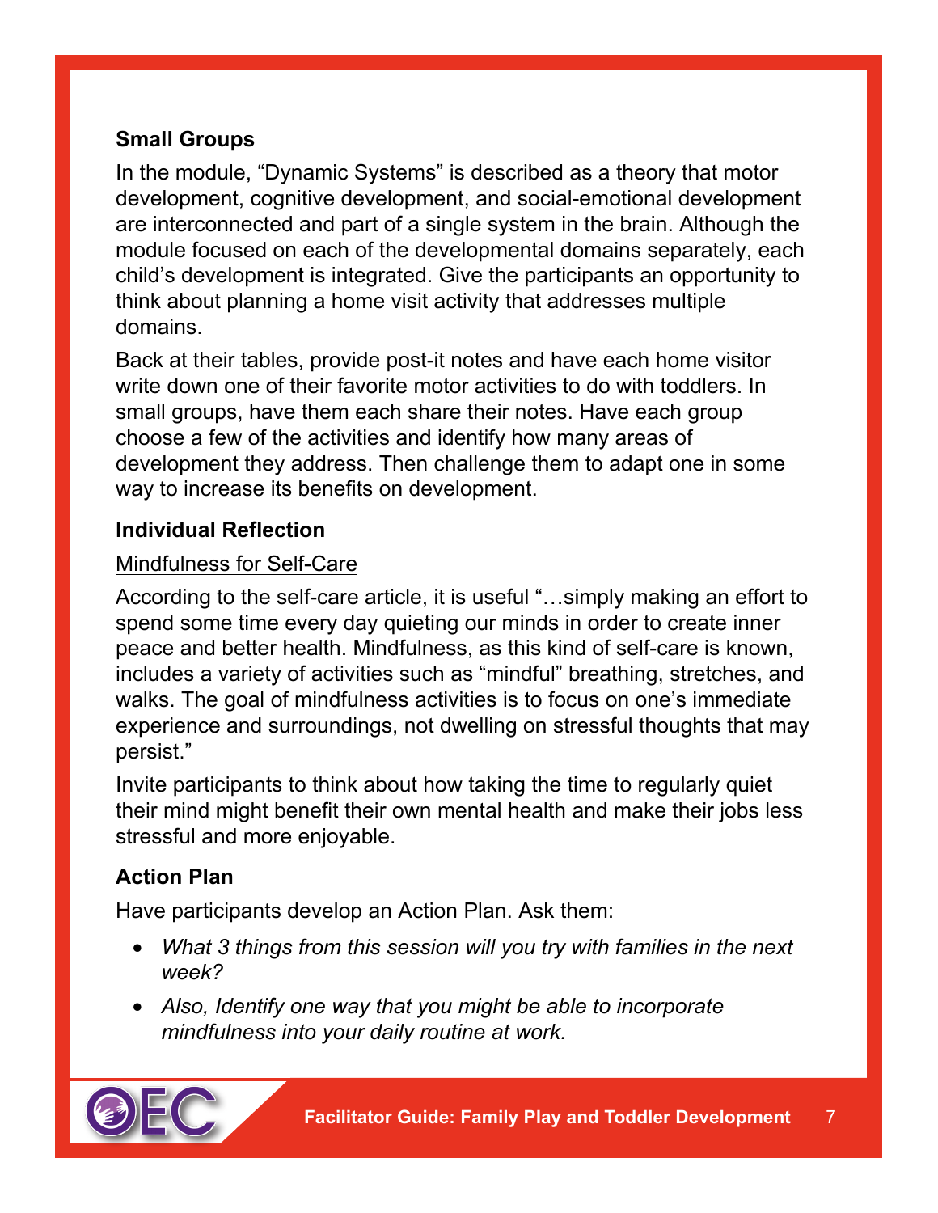### Small Groups

In the module, "Dynamic Systems" is described as a theory that motor development, cognitive development, and social-emotional development are interconnected and part of a single system in the brain. Although the module focused on each of the developmental domains separately, each child's development is integrated. Give the participants an opportunity to think about planning a home visit activity that addresses multiple domains.

Back at their tables, provide post-it notes and have each home visitor write down one of their favorite motor activities to do with toddlers. In small groups, have them each share their notes. Have each group choose a few of the activities and identify how many areas of development they address. Then challenge them to adapt one in some way to increase its benefits on development.

### Individual Reflection

<u>Mindfulness for Self-Care</u>

According to the self-care article, it is useful "…simply making an effort to spend some time every day quieting our minds in order to create inner peace and better health. Mindfulness, as this kind of self-care is known, includes a variety of activities such as "mindful" breathing, stretches, and walks. The goal of mindfulness activities is to focus on one's immediate experience and surroundings, not dwelling on stressful thoughts that may persist."

Invite participants to think about how taking the time to regularly quiet their mind might benefit their own mental health and make their jobs less stressful and more enjoyable.

### Action Plan

Have participants develop an Action Plan. Ask them:

- *What 3 things from this session will you try with families in the next week?*
- *Also, Identify one way that you might be able to incorporate mindfulness into your daily routine at work.*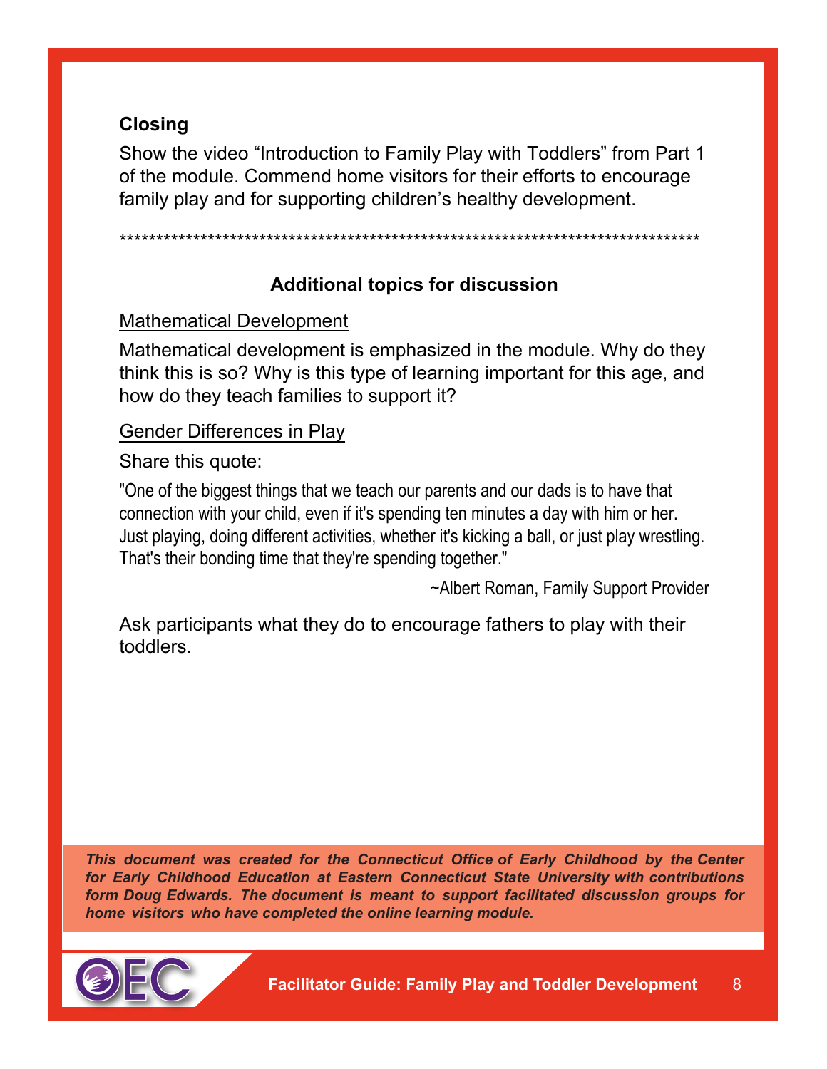### Closing

Show the video “Introduction to Family Play with Toddlers” from Part 1 of the module. Commend home visitors for their efforts to encourage family play and for supporting children’s healthy development.

********************************************************************************

### Additional topics for discussion

<u>Mathematical Development</u>

Mathematical development is emphasized in the module. Why do they think this is so? Why is this type of learning important for this age, and how do they teach families to support it?

<u>Gender Differences in Play</u>

Share this quote:

> "One of the biggest things that we teach our parents and our dads is to have that connection with your child, even if it's spending ten minutes a day with him or her. Just playing, doing different activities, whether it's kicking a ball, or just play wrestling. That's their bonding time that they're spending together."
>
> ~Albert Roman, Family Support Provider

Ask participants what they do to encourage fathers to play with their toddlers.

***This document was created for the Connecticut Office of Early Childhood by the Center for Early Childhood Education at Eastern Connecticut State University with contributions form Doug Edwards. The document is meant to support facilitated discussion groups for home visitors who have completed the online learning module.***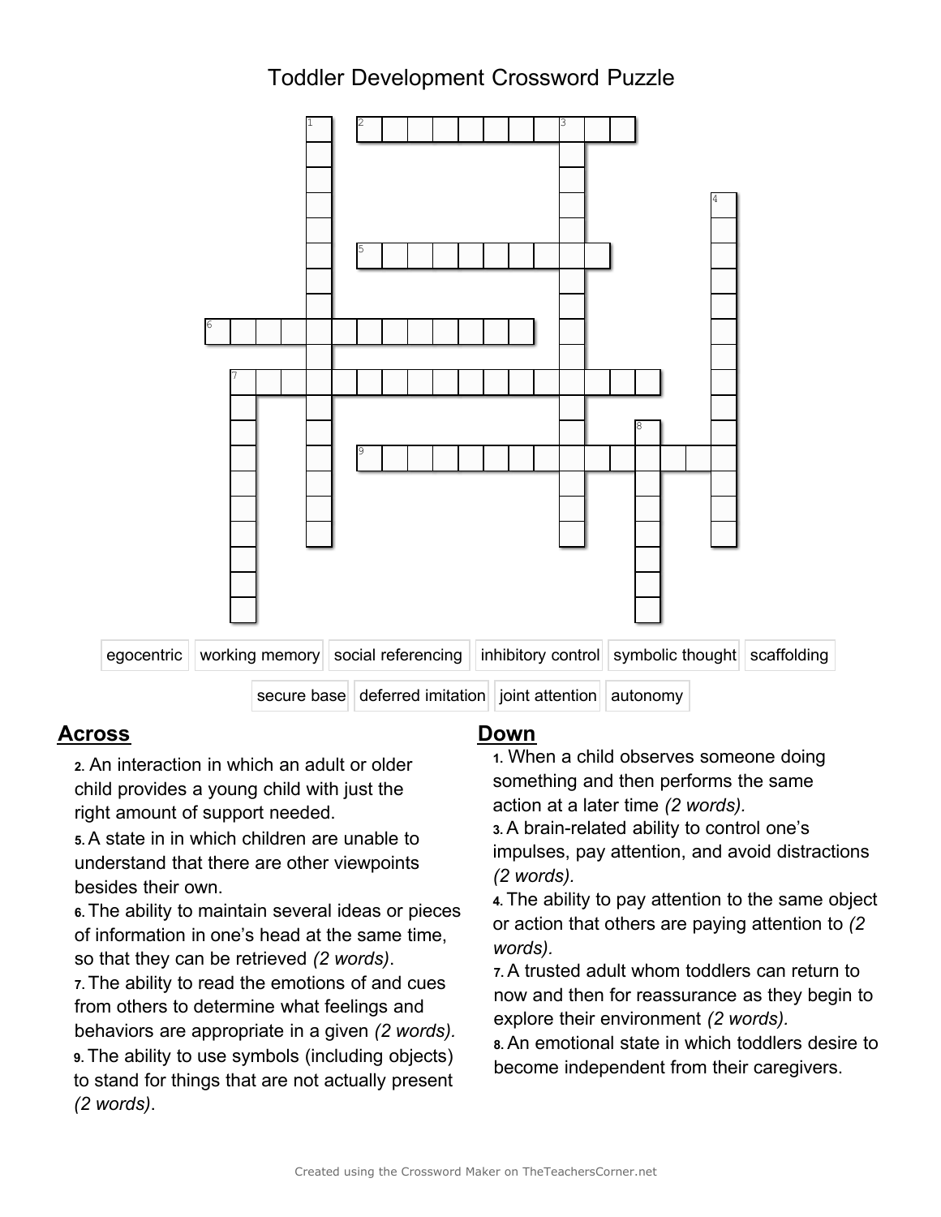# Toddler Development Crossword Puzzle

| | | | | | |
|---|---|---|---|---|---|
| egocentric | working memory | social referencing | inhibitory control | symbolic thought | scaffolding |
| secure base | deferred imitation | joint attention | autonomy | | |

## Across

**2.** An interaction in which an adult or older child provides a young child with just the right amount of support needed.

**5.** A state in in which children are unable to understand that there are other viewpoints besides their own.

**6.** The ability to maintain several ideas or pieces of information in one's head at the same time, so that they can be retrieved *(2 words)*.

**7.** The ability to read the emotions of and cues from others to determine what feelings and behaviors are appropriate in a given *(2 words).*

**9.** The ability to use symbols (including objects) to stand for things that are not actually present *(2 words)*.

## Down

**1.** When a child observes someone doing something and then performs the same action at a later time *(2 words).*

**3.** A brain-related ability to control one's impulses, pay attention, and avoid distractions *(2 words).*

**4.** The ability to pay attention to the same object or action that others are paying attention to *(2 words).*

**7.** A trusted adult whom toddlers can return to now and then for reassurance as they begin to explore their environment *(2 words).*

**8.** An emotional state in which toddlers desire to become independent from their caregivers.

Created using the Crossword Maker on TheTeachersCorner.net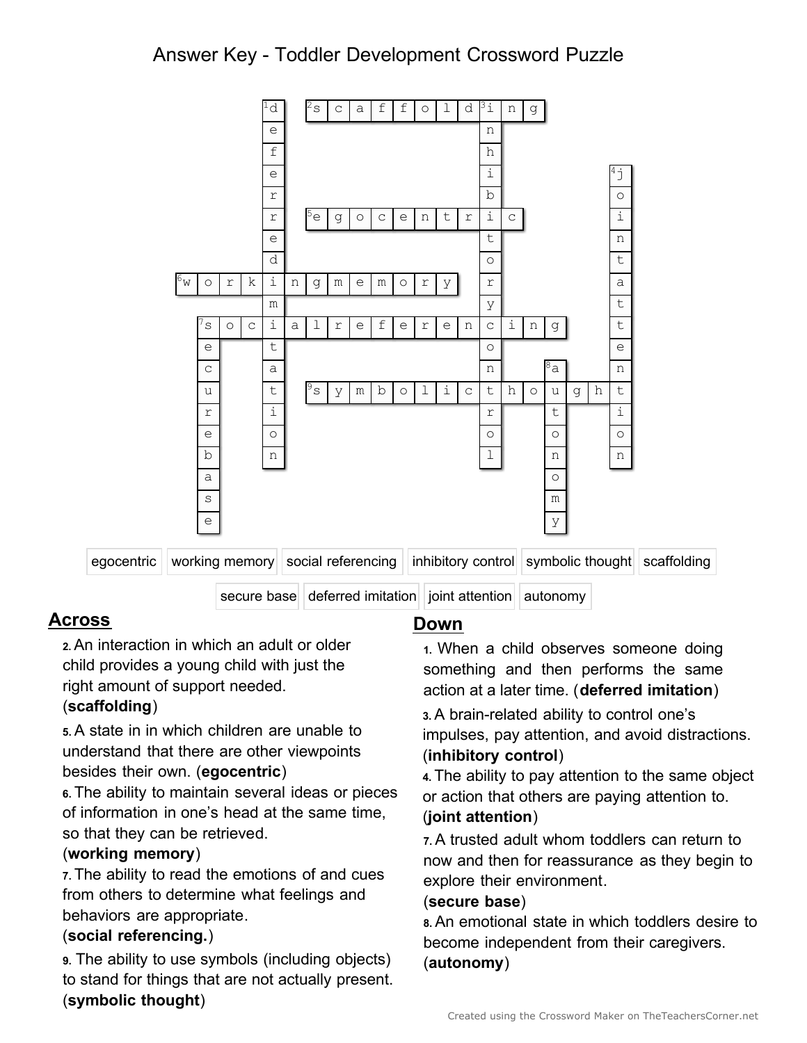# Answer Key - Toddler Development Crossword Puzzle

| | | | | |
|---|---|---|---|---|
| egocentric | working memory | social referencing | inhibitory control | symbolic thought | scaffolding |
| secure base | deferred imitation | joint attention | autonomy | | |

## Across

**2.** An interaction in which an adult or older child provides a young child with just the right amount of support needed. (**scaffolding**)

**5.** A state in in which children are unable to understand that there are other viewpoints besides their own. (**egocentric**)

**6.** The ability to maintain several ideas or pieces of information in one's head at the same time, so that they can be retrieved. (**working memory**)

**7.** The ability to read the emotions of and cues from others to determine what feelings and behaviors are appropriate. (**social referencing.**)

**9.** The ability to use symbols (including objects) to stand for things that are not actually present. (**symbolic thought**)

## Down

**1.** When a child observes someone doing something and then performs the same action at a later time. (**deferred imitation**)

**3.** A brain-related ability to control one's impulses, pay attention, and avoid distractions. (**inhibitory control**)

**4.** The ability to pay attention to the same object or action that others are paying attention to. (**joint attention**)

**7.** A trusted adult whom toddlers can return to now and then for reassurance as they begin to explore their environment. (**secure base**)

**8.** An emotional state in which toddlers desire to become independent from their caregivers. (**autonomy**)

Created using the Crossword Maker on TheTeachersCorner.net